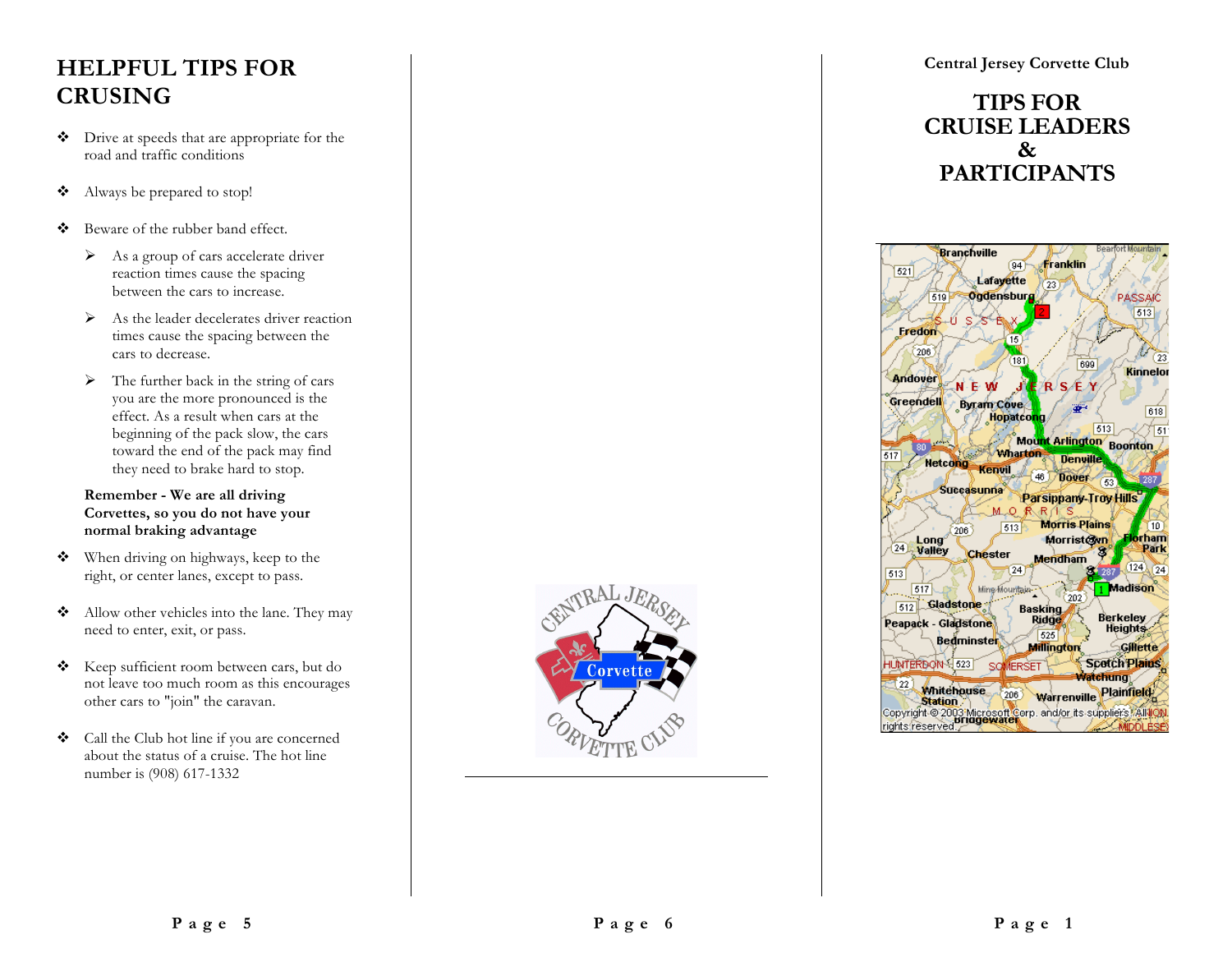# HELPFUL TIPS FOR CRUSING

- Drive at speeds that are appropriate for the road and traffic conditions
- Always be prepared to stop!
- Beware of the rubber band effect.
  - As a group of cars accelerate driver reaction times cause the spacing between the cars to increase.
  - As the leader decelerates driver reaction times cause the spacing between the cars to decrease.
  - The further back in the string of cars you are the more pronounced is the effect. As a result when cars at the beginning of the pack slow, the cars toward the end of the pack may find they need to brake hard to stop.

  **Remember - We are all driving Corvettes, so you do not have your normal braking advantage**
- When driving on highways, keep to the right, or center lanes, except to pass.
- Allow other vehicles into the lane. They may need to enter, exit, or pass.
- Keep sufficient room between cars, but do not leave too much room as this encourages other cars to "join" the caravan.
- Call the Club hot line if you are concerned about the status of a cruise. The hot line number is (908) 617-1332

**Central Jersey Corvette Club**

# TIPS FOR CRUISE LEADERS & PARTICIPANTS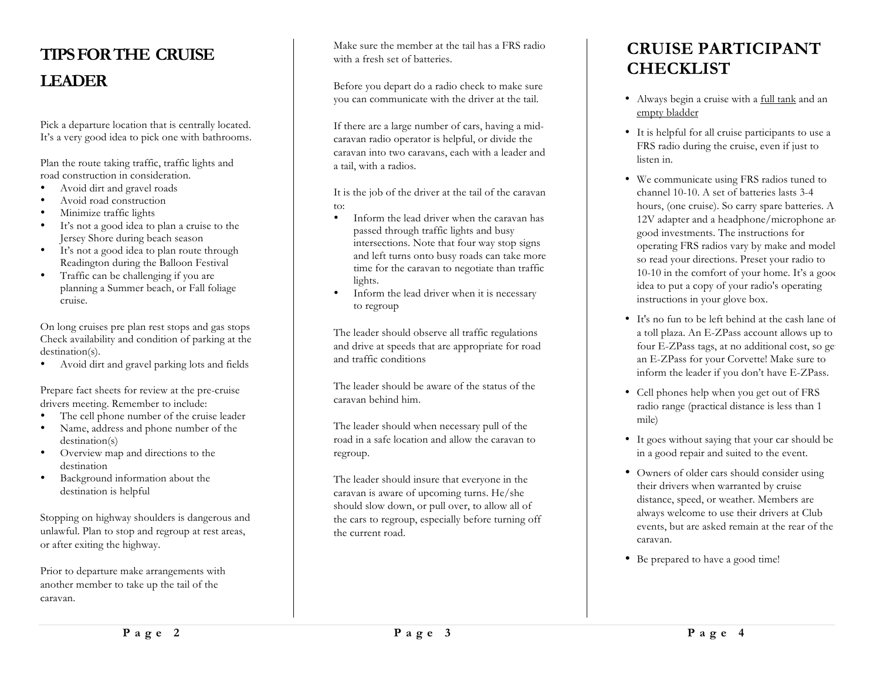# TIPS FOR THE CRUISE LEADER

Pick a departure location that is centrally located. It's a very good idea to pick one with bathrooms.

Plan the route taking traffic, traffic lights and road construction in consideration.

- Avoid dirt and gravel roads
- Avoid road construction
- Minimize traffic lights
- It's not a good idea to plan a cruise to the Jersey Shore during beach season
- It's not a good idea to plan route through Readington during the Balloon Festival
- Traffic can be challenging if you are planning a Summer beach, or Fall foliage cruise.

On long cruises pre plan rest stops and gas stops Check availability and condition of parking at the destination(s).

- Avoid dirt and gravel parking lots and fields

Prepare fact sheets for review at the pre-cruise drivers meeting. Remember to include:

- The cell phone number of the cruise leader
- Name, address and phone number of the destination(s)
- Overview map and directions to the destination
- Background information about the destination is helpful

Stopping on highway shoulders is dangerous and unlawful. Plan to stop and regroup at rest areas, or after exiting the highway.

Prior to departure make arrangements with another member to take up the tail of the caravan.

Make sure the member at the tail has a FRS radio with a fresh set of batteries.

Before you depart do a radio check to make sure you can communicate with the driver at the tail.

If there are a large number of cars, having a mid-caravan radio operator is helpful, or divide the caravan into two caravans, each with a leader and a tail, with a radios.

It is the job of the driver at the tail of the caravan to:

- Inform the lead driver when the caravan has passed through traffic lights and busy intersections. Note that four way stop signs and left turns onto busy roads can take more time for the caravan to negotiate than traffic lights.
- Inform the lead driver when it is necessary to regroup

The leader should observe all traffic regulations and drive at speeds that are appropriate for road and traffic conditions

The leader should be aware of the status of the caravan behind him.

The leader should when necessary pull of the road in a safe location and allow the caravan to regroup.

The leader should insure that everyone in the caravan is aware of upcoming turns. He/she should slow down, or pull over, to allow all of the cars to regroup, especially before turning off the current road.

# CRUISE PARTICIPANT CHECKLIST

- Always begin a cruise with a full tank and an empty bladder
- It is helpful for all cruise participants to use a FRS radio during the cruise, even if just to listen in.
- We communicate using FRS radios tuned to channel 10-10. A set of batteries lasts 3-4 hours, (one cruise). So carry spare batteries. A 12V adapter and a headphone/microphone are good investments. The instructions for operating FRS radios vary by make and model so read your directions. Preset your radio to 10-10 in the comfort of your home. It's a good idea to put a copy of your radio's operating instructions in your glove box.
- It's no fun to be left behind at the cash lane of a toll plaza. An E-ZPass account allows up to four E-ZPass tags, at no additional cost, so get an E-ZPass for your Corvette! Make sure to inform the leader if you don't have E-ZPass.
- Cell phones help when you get out of FRS radio range (practical distance is less than 1 mile)
- It goes without saying that your car should be in a good repair and suited to the event.
- Owners of older cars should consider using their drivers when warranted by cruise distance, speed, or weather. Members are always welcome to use their drivers at Club events, but are asked remain at the rear of the caravan.
- Be prepared to have a good time!